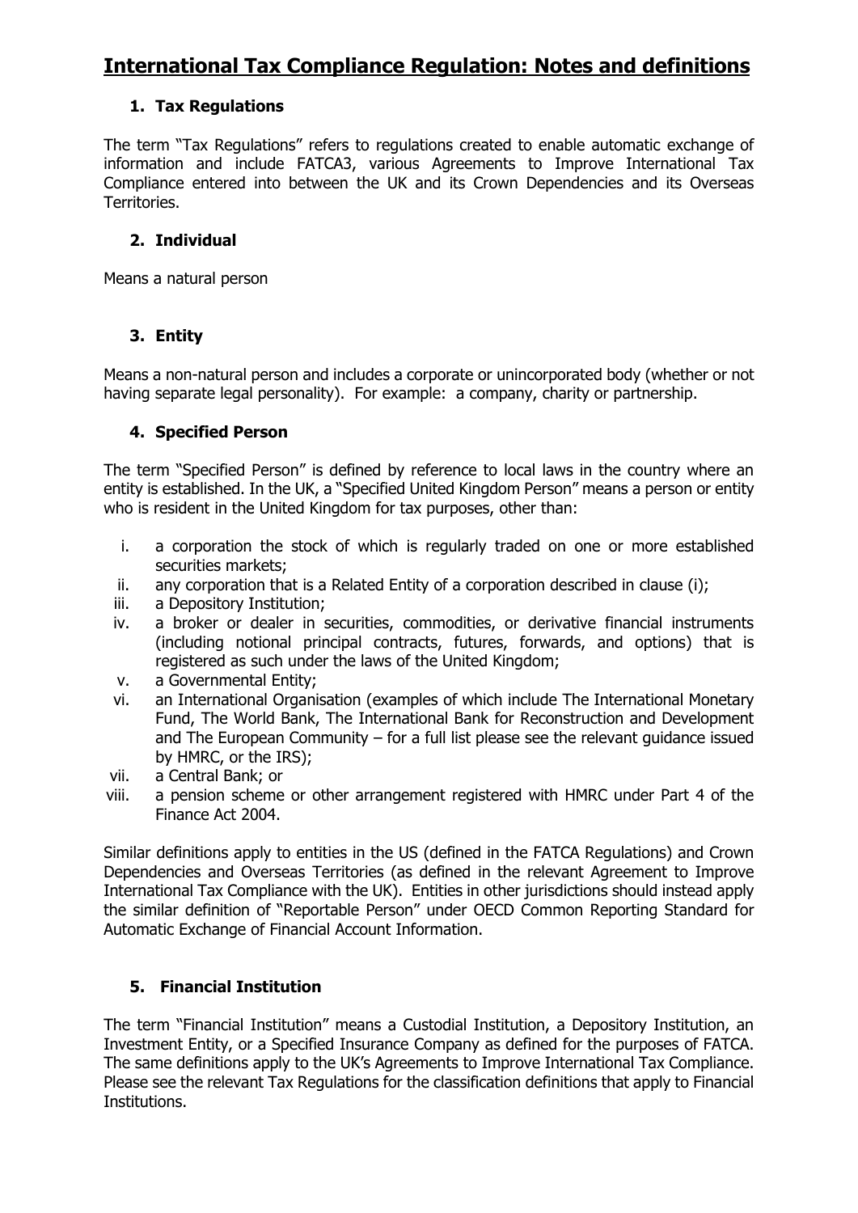# International Tax Compliance Regulation: Notes and definitions

## 1. Tax Regulations

The term "Tax Regulations" refers to regulations created to enable automatic exchange of information and include FATCA3, various Agreements to Improve International Tax Compliance entered into between the UK and its Crown Dependencies and its Overseas Territories.

## 2. Individual

Means a natural person

## 3. Entity

Means a non-natural person and includes a corporate or unincorporated body (whether or not having separate legal personality). For example: a company, charity or partnership.

## 4. Specified Person

The term "Specified Person" is defined by reference to local laws in the country where an entity is established. In the UK, a "Specified United Kingdom Person" means a person or entity who is resident in the United Kingdom for tax purposes, other than:

i. a corporation the stock of which is regularly traded on one or more established securities markets;
ii. any corporation that is a Related Entity of a corporation described in clause (i);
iii. a Depository Institution;
iv. a broker or dealer in securities, commodities, or derivative financial instruments (including notional principal contracts, futures, forwards, and options) that is registered as such under the laws of the United Kingdom;
v. a Governmental Entity;
vi. an International Organisation (examples of which include The International Monetary Fund, The World Bank, The International Bank for Reconstruction and Development and The European Community – for a full list please see the relevant guidance issued by HMRC, or the IRS);
vii. a Central Bank; or
viii. a pension scheme or other arrangement registered with HMRC under Part 4 of the Finance Act 2004.

Similar definitions apply to entities in the US (defined in the FATCA Regulations) and Crown Dependencies and Overseas Territories (as defined in the relevant Agreement to Improve International Tax Compliance with the UK). Entities in other jurisdictions should instead apply the similar definition of "Reportable Person" under OECD Common Reporting Standard for Automatic Exchange of Financial Account Information.

## 5. Financial Institution

The term "Financial Institution" means a Custodial Institution, a Depository Institution, an Investment Entity, or a Specified Insurance Company as defined for the purposes of FATCA. The same definitions apply to the UK's Agreements to Improve International Tax Compliance. Please see the relevant Tax Regulations for the classification definitions that apply to Financial Institutions.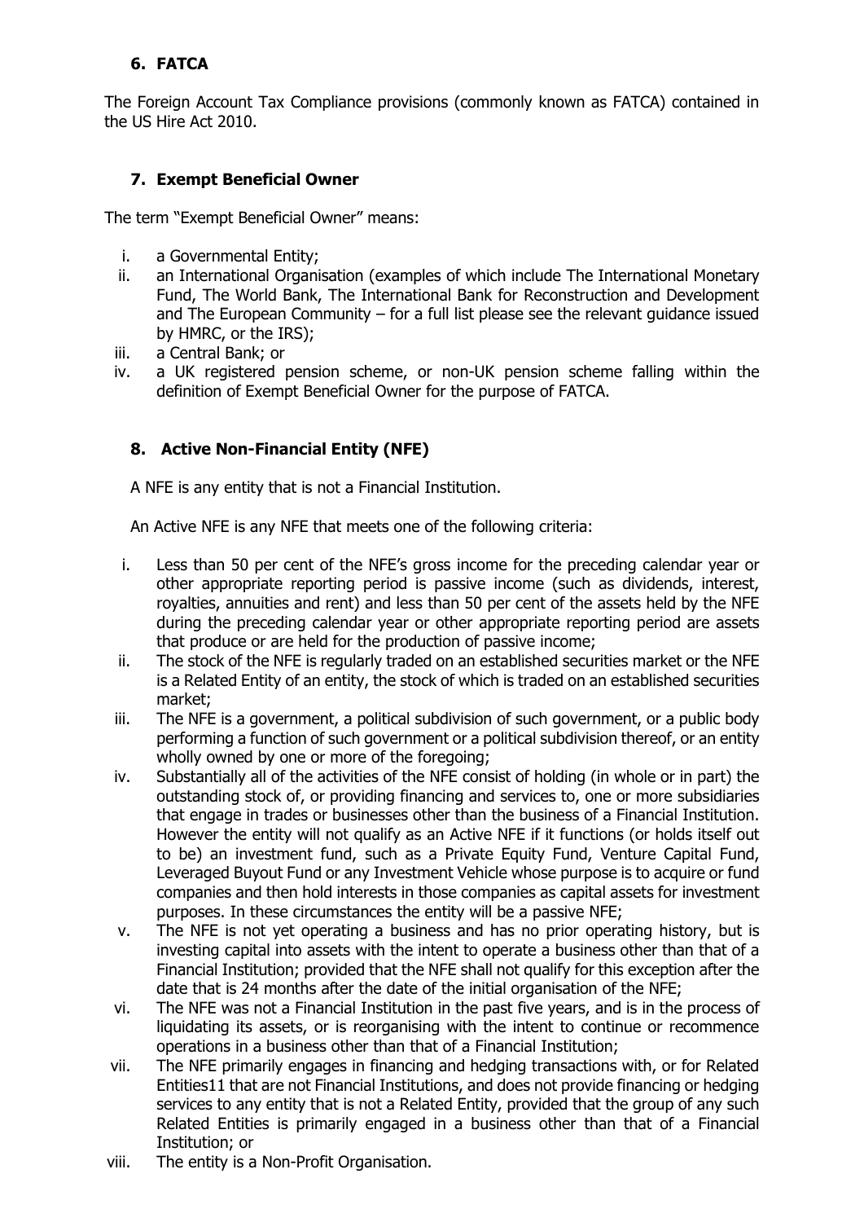## 6. FATCA

The Foreign Account Tax Compliance provisions (commonly known as FATCA) contained in the US Hire Act 2010.

## 7. Exempt Beneficial Owner

The term "Exempt Beneficial Owner" means:

i. a Governmental Entity;
ii. an International Organisation (examples of which include The International Monetary Fund, The World Bank, The International Bank for Reconstruction and Development and The European Community – for a full list please see the relevant guidance issued by HMRC, or the IRS);
iii. a Central Bank; or
iv. a UK registered pension scheme, or non-UK pension scheme falling within the definition of Exempt Beneficial Owner for the purpose of FATCA.

## 8. Active Non-Financial Entity (NFE)

A NFE is any entity that is not a Financial Institution.

An Active NFE is any NFE that meets one of the following criteria:

i. Less than 50 per cent of the NFE's gross income for the preceding calendar year or other appropriate reporting period is passive income (such as dividends, interest, royalties, annuities and rent) and less than 50 per cent of the assets held by the NFE during the preceding calendar year or other appropriate reporting period are assets that produce or are held for the production of passive income;
ii. The stock of the NFE is regularly traded on an established securities market or the NFE is a Related Entity of an entity, the stock of which is traded on an established securities market;
iii. The NFE is a government, a political subdivision of such government, or a public body performing a function of such government or a political subdivision thereof, or an entity wholly owned by one or more of the foregoing;
iv. Substantially all of the activities of the NFE consist of holding (in whole or in part) the outstanding stock of, or providing financing and services to, one or more subsidiaries that engage in trades or businesses other than the business of a Financial Institution. However the entity will not qualify as an Active NFE if it functions (or holds itself out to be) an investment fund, such as a Private Equity Fund, Venture Capital Fund, Leveraged Buyout Fund or any Investment Vehicle whose purpose is to acquire or fund companies and then hold interests in those companies as capital assets for investment purposes. In these circumstances the entity will be a passive NFE;
v. The NFE is not yet operating a business and has no prior operating history, but is investing capital into assets with the intent to operate a business other than that of a Financial Institution; provided that the NFE shall not qualify for this exception after the date that is 24 months after the date of the initial organisation of the NFE;
vi. The NFE was not a Financial Institution in the past five years, and is in the process of liquidating its assets, or is reorganising with the intent to continue or recommence operations in a business other than that of a Financial Institution;
vii. The NFE primarily engages in financing and hedging transactions with, or for Related Entities11 that are not Financial Institutions, and does not provide financing or hedging services to any entity that is not a Related Entity, provided that the group of any such Related Entities is primarily engaged in a business other than that of a Financial Institution; or
viii. The entity is a Non-Profit Organisation.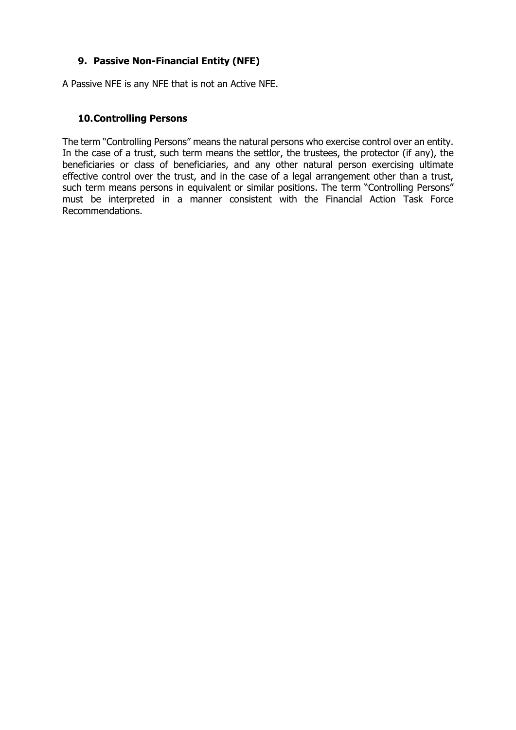### 9. Passive Non-Financial Entity (NFE)

A Passive NFE is any NFE that is not an Active NFE.

### 10. Controlling Persons

The term "Controlling Persons" means the natural persons who exercise control over an entity. In the case of a trust, such term means the settlor, the trustees, the protector (if any), the beneficiaries or class of beneficiaries, and any other natural person exercising ultimate effective control over the trust, and in the case of a legal arrangement other than a trust, such term means persons in equivalent or similar positions. The term "Controlling Persons" must be interpreted in a manner consistent with the Financial Action Task Force Recommendations.